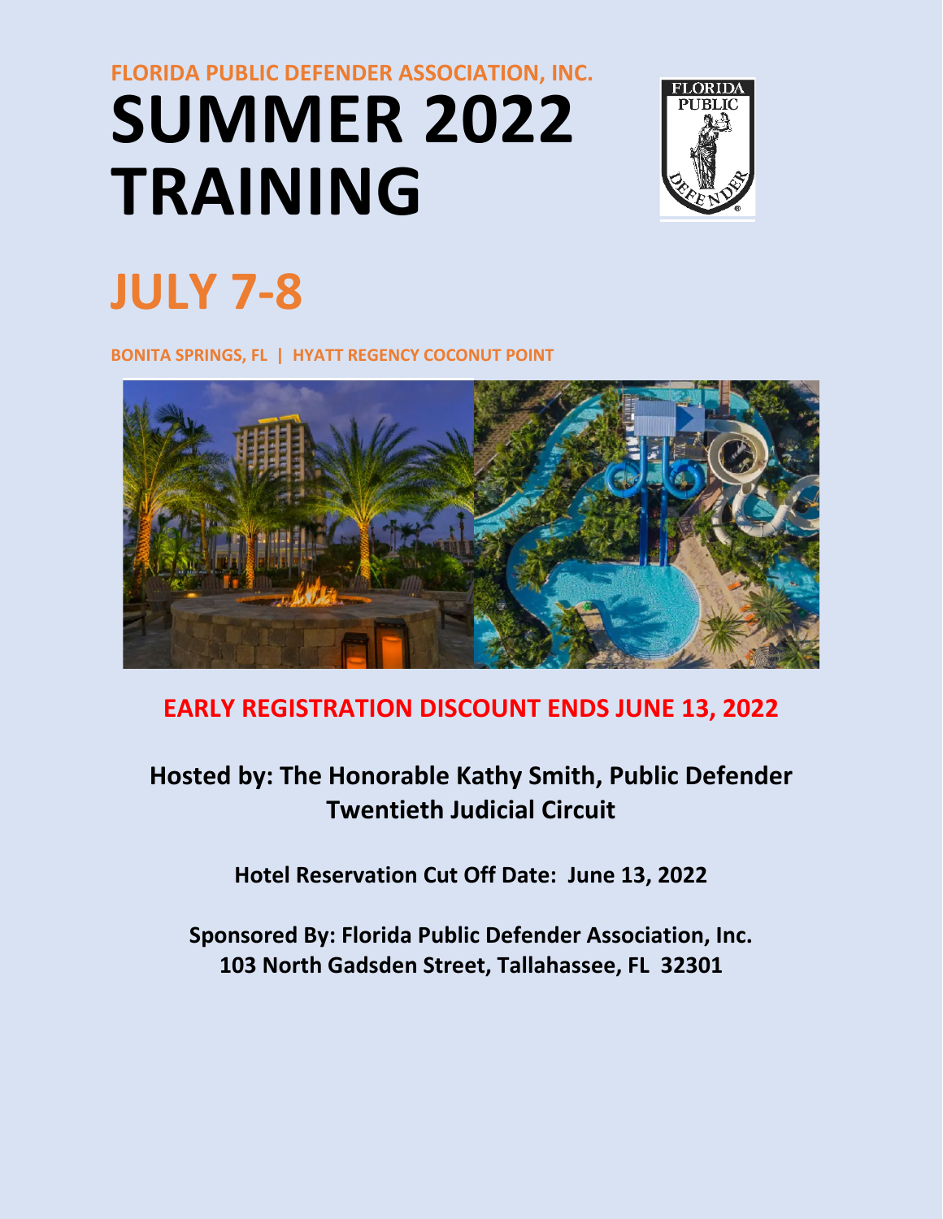FLORIDA PUBLIC DEFENDER ASSOCIATION, INC.

# SUMMER 2022 TRAINING

# JULY 7-8

BONITA SPRINGS, FL | HYATT REGENCY COCONUT POINT

**EARLY REGISTRATION DISCOUNT ENDS JUNE 13, 2022**

**Hosted by: The Honorable Kathy Smith, Public Defender**
**Twentieth Judicial Circuit**

**Hotel Reservation Cut Off Date: June 13, 2022**

**Sponsored By: Florida Public Defender Association, Inc.**
**103 North Gadsden Street, Tallahassee, FL 32301**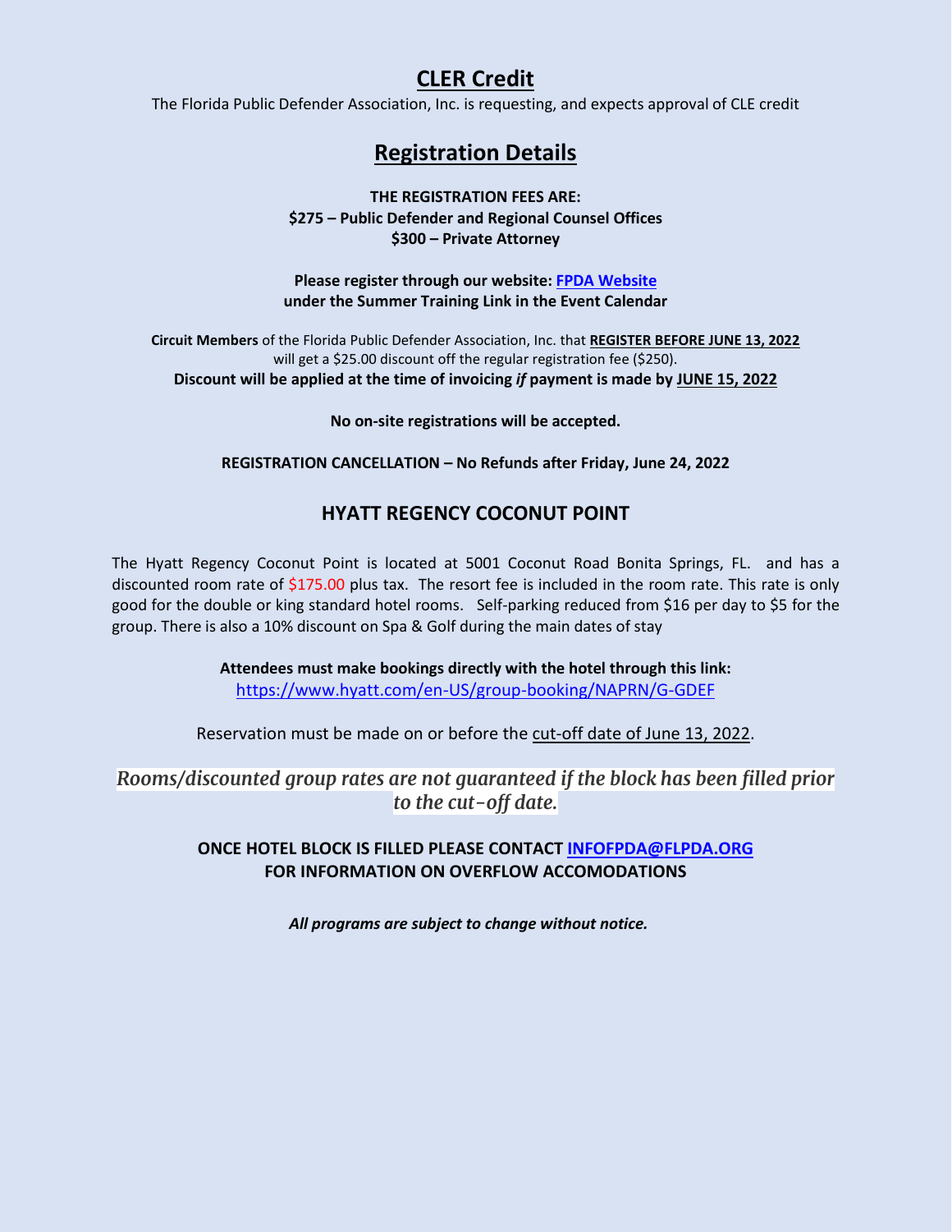## CLER Credit

The Florida Public Defender Association, Inc. is requesting, and expects approval of CLE credit

## Registration Details

**THE REGISTRATION FEES ARE:**
**$275 – Public Defender and Regional Counsel Offices**
**$300 – Private Attorney**

**Please register through our website: [FPDA Website](FPDA Website)**
**under the Summer Training Link in the Event Calendar**

**Circuit Members** of the Florida Public Defender Association, Inc. that **REGISTER BEFORE JUNE 13, 2022** will get a $25.00 discount off the regular registration fee ($250).
**Discount will be applied at the time of invoicing *if* payment is made by JUNE 15, 2022**

**No on-site registrations will be accepted.**

**REGISTRATION CANCELLATION – No Refunds after Friday, June 24, 2022**

### HYATT REGENCY COCONUT POINT

The Hyatt Regency Coconut Point is located at 5001 Coconut Road Bonita Springs, FL. and has a discounted room rate of $175.00 plus tax. The resort fee is included in the room rate. This rate is only good for the double or king standard hotel rooms. Self-parking reduced from $16 per day to $5 for the group. There is also a 10% discount on Spa & Golf during the main dates of stay

**Attendees must make bookings directly with the hotel through this link:**
https://www.hyatt.com/en-US/group-booking/NAPRN/G-GDEF

Reservation must be made on or before the cut-off date of June 13, 2022.

*Rooms/discounted group rates are not guaranteed if the block has been filled prior to the cut-off date.*

**ONCE HOTEL BLOCK IS FILLED PLEASE CONTACT INFOFPDA@FLPDA.ORG FOR INFORMATION ON OVERFLOW ACCOMODATIONS**

***All programs are subject to change without notice.***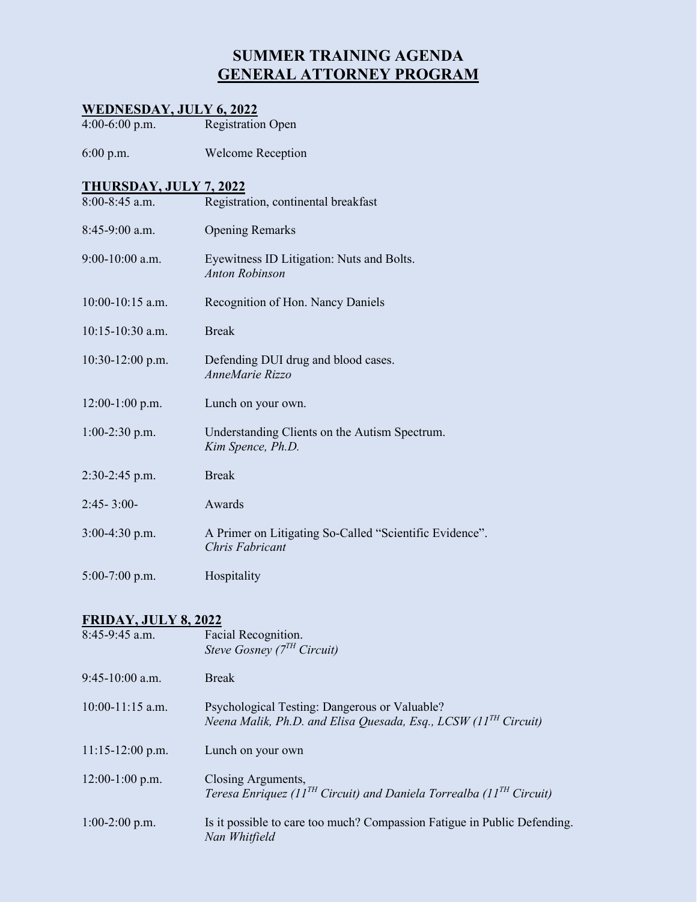# SUMMER TRAINING AGENDA
# GENERAL ATTORNEY PROGRAM

## WEDNESDAY, JULY 6, 2022

| | |
|---|---|
| 4:00-6:00 p.m. | Registration Open |
| 6:00 p.m. | Welcome Reception |

## THURSDAY, JULY 7, 2022

| | |
|---|---|
| 8:00-8:45 a.m. | Registration, continental breakfast |
| 8:45-9:00 a.m. | Opening Remarks |
| 9:00-10:00 a.m. | Eyewitness ID Litigation: Nuts and Bolts.<br>*Anton Robinson* |
| 10:00-10:15 a.m. | Recognition of Hon. Nancy Daniels |
| 10:15-10:30 a.m. | Break |
| 10:30-12:00 p.m. | Defending DUI drug and blood cases.<br>*AnneMarie Rizzo* |
| 12:00-1:00 p.m. | Lunch on your own. |
| 1:00-2:30 p.m. | Understanding Clients on the Autism Spectrum.<br>*Kim Spence, Ph.D.* |
| 2:30-2:45 p.m. | Break |
| 2:45- 3:00- | Awards |
| 3:00-4:30 p.m. | A Primer on Litigating So-Called "Scientific Evidence".<br>*Chris Fabricant* |
| 5:00-7:00 p.m. | Hospitality |

## FRIDAY, JULY 8, 2022

| | |
|---|---|
| 8:45-9:45 a.m. | Facial Recognition.<br>*Steve Gosney (7TH Circuit)* |
| 9:45-10:00 a.m. | Break |
| 10:00-11:15 a.m. | Psychological Testing: Dangerous or Valuable?<br>*Neena Malik, Ph.D. and Elisa Quesada, Esq., LCSW (11TH Circuit)* |
| 11:15-12:00 p.m. | Lunch on your own |
| 12:00-1:00 p.m. | Closing Arguments,<br>*Teresa Enriquez (11TH Circuit) and Daniela Torrealba (11TH Circuit)* |
| 1:00-2:00 p.m. | Is it possible to care too much? Compassion Fatigue in Public Defending.<br>*Nan Whitfield* |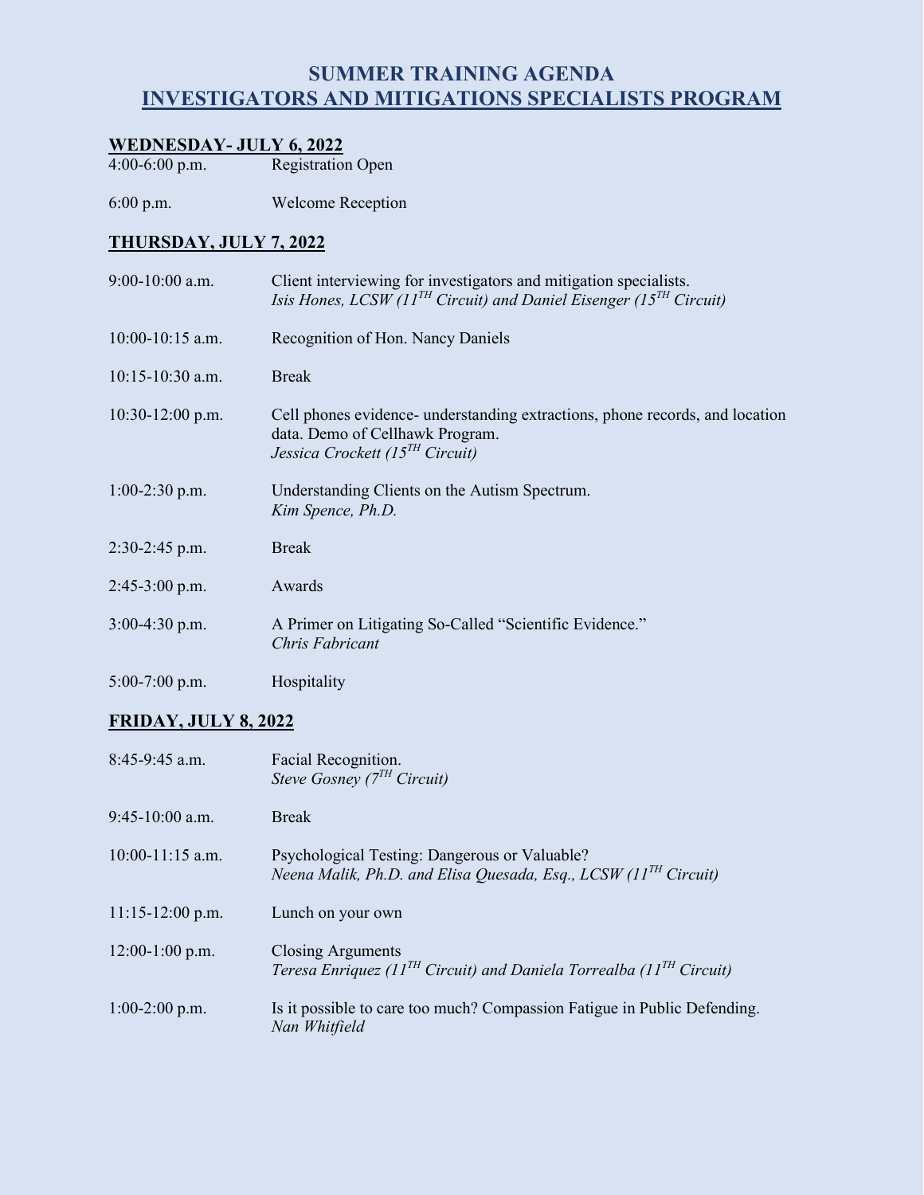# SUMMER TRAINING AGENDA
## INVESTIGATORS AND MITIGATIONS SPECIALISTS PROGRAM

**WEDNESDAY- JULY 6, 2022**

| | |
|---|---|
| 4:00-6:00 p.m. | Registration Open |
| 6:00 p.m. | Welcome Reception |

**THURSDAY, JULY 7, 2022**

| | |
|---|---|
| 9:00-10:00 a.m. | Client interviewing for investigators and mitigation specialists. *Isis Hones, LCSW (11TH Circuit) and Daniel Eisenger (15TH Circuit)* |
| 10:00-10:15 a.m. | Recognition of Hon. Nancy Daniels |
| 10:15-10:30 a.m. | Break |
| 10:30-12:00 p.m. | Cell phones evidence- understanding extractions, phone records, and location data. Demo of Cellhawk Program. *Jessica Crockett (15TH Circuit)* |
| 1:00-2:30 p.m. | Understanding Clients on the Autism Spectrum. *Kim Spence, Ph.D.* |
| 2:30-2:45 p.m. | Break |
| 2:45-3:00 p.m. | Awards |
| 3:00-4:30 p.m. | A Primer on Litigating So-Called "Scientific Evidence." *Chris Fabricant* |
| 5:00-7:00 p.m. | Hospitality |

**FRIDAY, JULY 8, 2022**

| | |
|---|---|
| 8:45-9:45 a.m. | Facial Recognition. *Steve Gosney (7TH Circuit)* |
| 9:45-10:00 a.m. | Break |
| 10:00-11:15 a.m. | Psychological Testing: Dangerous or Valuable? *Neena Malik, Ph.D. and Elisa Quesada, Esq., LCSW (11TH Circuit)* |
| 11:15-12:00 p.m. | Lunch on your own |
| 12:00-1:00 p.m. | Closing Arguments *Teresa Enriquez (11TH Circuit) and Daniela Torrealba (11TH Circuit)* |
| 1:00-2:00 p.m. | Is it possible to care too much? Compassion Fatigue in Public Defending. *Nan Whitfield* |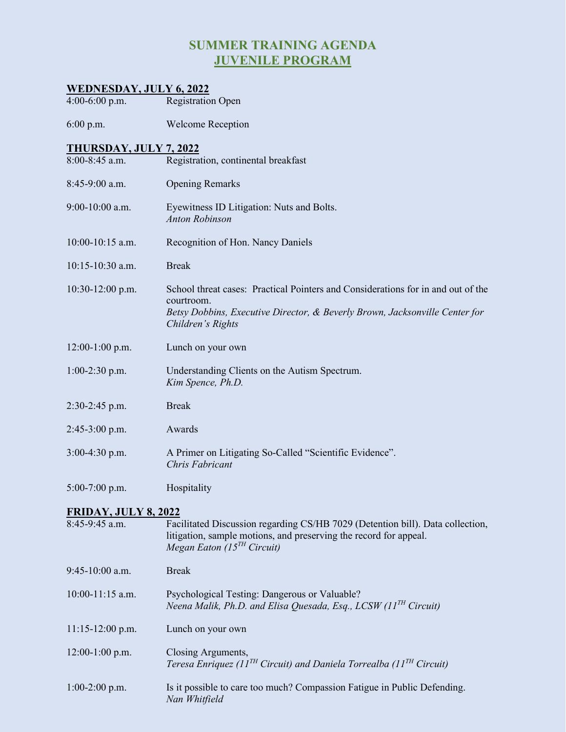# SUMMER TRAINING AGENDA
# JUVENILE PROGRAM

## WEDNESDAY, JULY 6, 2022

| | |
|---|---|
| 4:00-6:00 p.m. | Registration Open |
| 6:00 p.m. | Welcome Reception |

## THURSDAY, JULY 7, 2022

| | |
|---|---|
| 8:00-8:45 a.m. | Registration, continental breakfast |
| 8:45-9:00 a.m. | Opening Remarks |
| 9:00-10:00 a.m. | Eyewitness ID Litigation: Nuts and Bolts. *Anton Robinson* |
| 10:00-10:15 a.m. | Recognition of Hon. Nancy Daniels |
| 10:15-10:30 a.m. | Break |
| 10:30-12:00 p.m. | School threat cases: Practical Pointers and Considerations for in and out of the courtroom. *Betsy Dobbins, Executive Director, & Beverly Brown, Jacksonville Center for Children's Rights* |
| 12:00-1:00 p.m. | Lunch on your own |
| 1:00-2:30 p.m. | Understanding Clients on the Autism Spectrum. *Kim Spence, Ph.D.* |
| 2:30-2:45 p.m. | Break |
| 2:45-3:00 p.m. | Awards |
| 3:00-4:30 p.m. | A Primer on Litigating So-Called "Scientific Evidence". *Chris Fabricant* |
| 5:00-7:00 p.m. | Hospitality |

## FRIDAY, JULY 8, 2022

| | |
|---|---|
| 8:45-9:45 a.m. | Facilitated Discussion regarding CS/HB 7029 (Detention bill). Data collection, litigation, sample motions, and preserving the record for appeal. *Megan Eaton (15TH Circuit)* |
| 9:45-10:00 a.m. | Break |
| 10:00-11:15 a.m. | Psychological Testing: Dangerous or Valuable? *Neena Malik, Ph.D. and Elisa Quesada, Esq., LCSW (11TH Circuit)* |
| 11:15-12:00 p.m. | Lunch on your own |
| 12:00-1:00 p.m. | Closing Arguments, *Teresa Enriquez (11TH Circuit) and Daniela Torrealba (11TH Circuit)* |
| 1:00-2:00 p.m. | Is it possible to care too much? Compassion Fatigue in Public Defending. *Nan Whitfield* |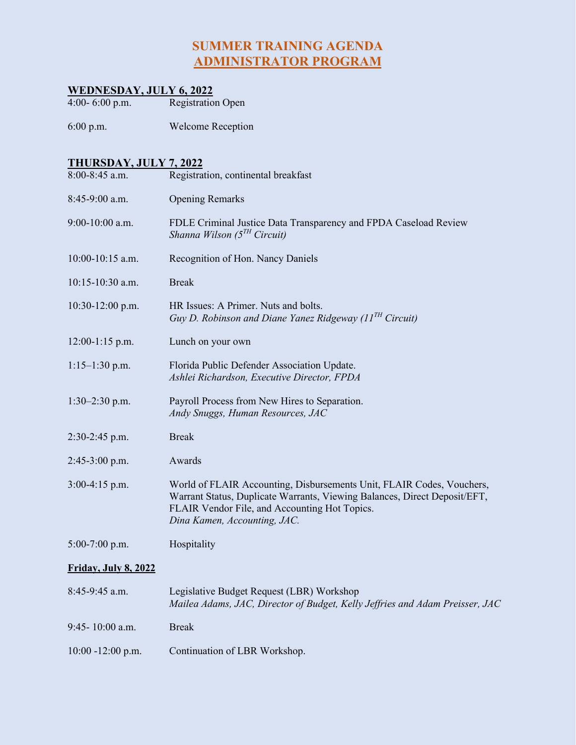# SUMMER TRAINING AGENDA
# ADMINISTRATOR PROGRAM

**WEDNESDAY, JULY 6, 2022**

| | |
|---|---|
| 4:00- 6:00 p.m. | Registration Open |
| 6:00 p.m. | Welcome Reception |

**THURSDAY, JULY 7, 2022**

| | |
|---|---|
| 8:00-8:45 a.m. | Registration, continental breakfast |
| 8:45-9:00 a.m. | Opening Remarks |
| 9:00-10:00 a.m. | FDLE Criminal Justice Data Transparency and FPDA Caseload Review<br>*Shanna Wilson (5TH Circuit)* |
| 10:00-10:15 a.m. | Recognition of Hon. Nancy Daniels |
| 10:15-10:30 a.m. | Break |
| 10:30-12:00 p.m. | HR Issues: A Primer. Nuts and bolts.<br>*Guy D. Robinson and Diane Yanez Ridgeway (11TH Circuit)* |
| 12:00-1:15 p.m. | Lunch on your own |
| 1:15–1:30 p.m. | Florida Public Defender Association Update.<br>*Ashlei Richardson, Executive Director, FPDA* |
| 1:30–2:30 p.m. | Payroll Process from New Hires to Separation.<br>*Andy Snuggs, Human Resources, JAC* |
| 2:30-2:45 p.m. | Break |
| 2:45-3:00 p.m. | Awards |
| 3:00-4:15 p.m. | World of FLAIR Accounting, Disbursements Unit, FLAIR Codes, Vouchers, Warrant Status, Duplicate Warrants, Viewing Balances, Direct Deposit/EFT, FLAIR Vendor File, and Accounting Hot Topics.<br>*Dina Kamen, Accounting, JAC.* |
| 5:00-7:00 p.m. | Hospitality |

**Friday, July 8, 2022**

| | |
|---|---|
| 8:45-9:45 a.m. | Legislative Budget Request (LBR) Workshop<br>*Mailea Adams, JAC, Director of Budget, Kelly Jeffries and Adam Preisser, JAC* |
| 9:45- 10:00 a.m. | Break |
| 10:00 -12:00 p.m. | Continuation of LBR Workshop. |